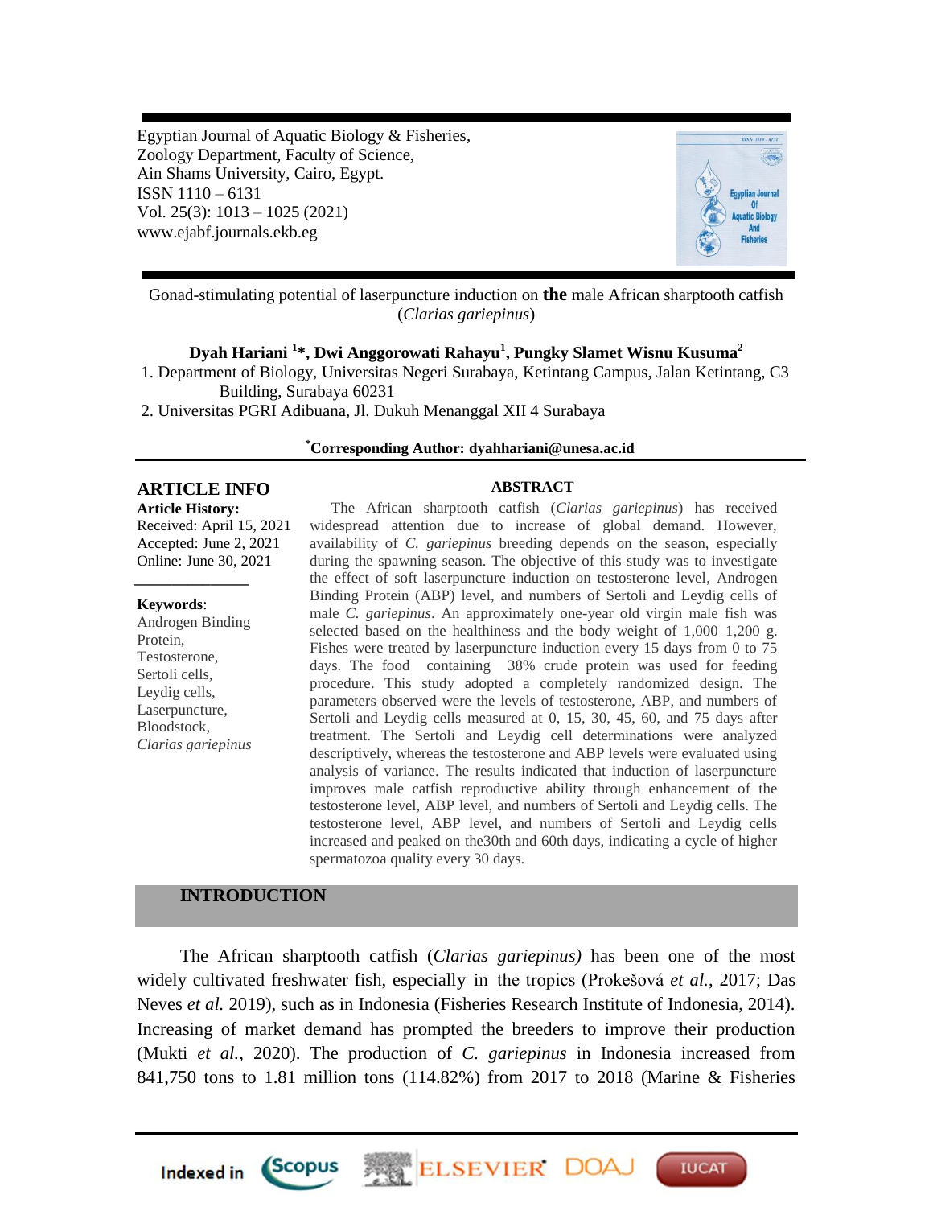Egyptian Journal of Aquatic Biology & Fisheries,
Zoology Department, Faculty of Science,
Ain Shams University, Cairo, Egypt.
ISSN 1110 – 6131
Vol. 25(3): 1013 – 1025 (2021)
www.ejabf.journals.ekb.eg

# Gonad-stimulating potential of laserpuncture induction on **the** male African sharptooth catfish (*Clarias gariepinus*)

**Dyah Hariani [1]*, Dwi Anggorowati Rahayu[1], Pungky Slamet Wisnu Kusuma[2]**

1. Department of Biology, Universitas Negeri Surabaya, Ketintang Campus, Jalan Ketintang, C3 Building, Surabaya 60231
2. Universitas PGRI Adibuana, Jl. Dukuh Menanggal XII 4 Surabaya

**\*Corresponding Author: dyahhariani@unesa.ac.id**

## ARTICLE INFO

**Article History:**
Received: April 15, 2021
Accepted: June 2, 2021
Online: June 30, 2021

**Keywords**:
Androgen Binding Protein,
Testosterone,
Sertoli cells,
Leydig cells,
Laserpuncture,
Bloodstock,
*Clarias gariepinus*

## ABSTRACT

The African sharptooth catfish (*Clarias gariepinus*) has received widespread attention due to increase of global demand. However, availability of *C. gariepinus* breeding depends on the season, especially during the spawning season. The objective of this study was to investigate the effect of soft laserpuncture induction on testosterone level, Androgen Binding Protein (ABP) level, and numbers of Sertoli and Leydig cells of male *C. gariepinus*. An approximately one-year old virgin male fish was selected based on the healthiness and the body weight of 1,000–1,200 g. Fishes were treated by laserpuncture induction every 15 days from 0 to 75 days. The food containing 38% crude protein was used for feeding procedure. This study adopted a completely randomized design. The parameters observed were the levels of testosterone, ABP, and numbers of Sertoli and Leydig cells measured at 0, 15, 30, 45, 60, and 75 days after treatment. The Sertoli and Leydig cell determinations were analyzed descriptively, whereas the testosterone and ABP levels were evaluated using analysis of variance. The results indicated that induction of laserpuncture improves male catfish reproductive ability through enhancement of the testosterone level, ABP level, and numbers of Sertoli and Leydig cells. The testosterone level, ABP level, and numbers of Sertoli and Leydig cells increased and peaked on the30th and 60th days, indicating a cycle of higher spermatozoa quality every 30 days.

## INTRODUCTION

The African sharptooth catfish (*Clarias gariepinus)* has been one of the most widely cultivated freshwater fish, especially in the tropics (Prokešová *et al.*, 2017; Das Neves *et al.* 2019), such as in Indonesia (Fisheries Research Institute of Indonesia, 2014). Increasing of market demand has prompted the breeders to improve their production (Mukti *et al.*, 2020). The production of *C. gariepinus* in Indonesia increased from 841,750 tons to 1.81 million tons (114.82%) from 2017 to 2018 (Marine & Fisheries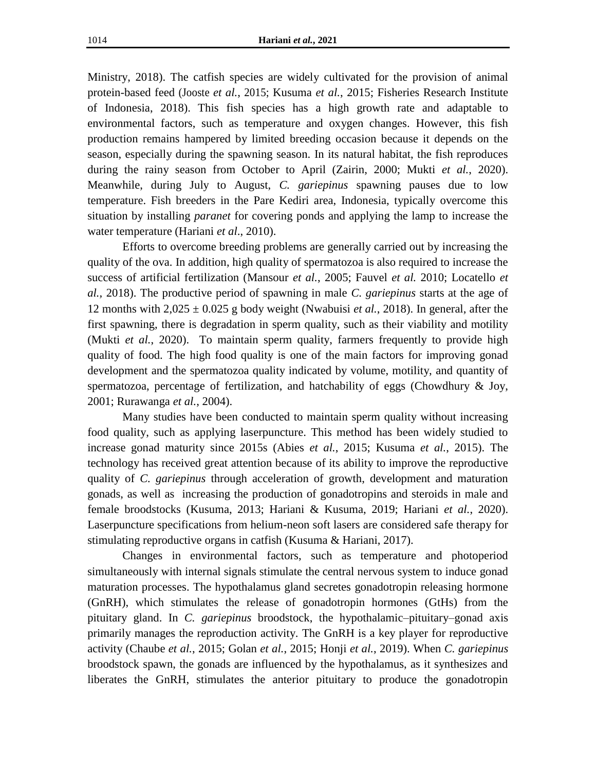Ministry, 2018). The catfish species are widely cultivated for the provision of animal protein-based feed (Jooste *et al.*, 2015; Kusuma *et al.*, 2015; Fisheries Research Institute of Indonesia, 2018). This fish species has a high growth rate and adaptable to environmental factors, such as temperature and oxygen changes. However, this fish production remains hampered by limited breeding occasion because it depends on the season, especially during the spawning season. In its natural habitat, the fish reproduces during the rainy season from October to April (Zairin, 2000; Mukti *et al.*, 2020). Meanwhile, during July to August, *C. gariepinus* spawning pauses due to low temperature. Fish breeders in the Pare Kediri area, Indonesia, typically overcome this situation by installing *paranet* for covering ponds and applying the lamp to increase the water temperature (Hariani *et al*., 2010).

Efforts to overcome breeding problems are generally carried out by increasing the quality of the ova. In addition, high quality of spermatozoa is also required to increase the success of artificial fertilization (Mansour *et al.*, 2005; Fauvel *et al.* 2010; Locatello *et al.,* 2018). The productive period of spawning in male *C. gariepinus* starts at the age of 12 months with 2,025 ± 0.025 g body weight (Nwabuisi *et al.*, 2018). In general, after the first spawning, there is degradation in sperm quality, such as their viability and motility (Mukti *et al.*, 2020). To maintain sperm quality, farmers frequently to provide high quality of food. The high food quality is one of the main factors for improving gonad development and the spermatozoa quality indicated by volume, motility, and quantity of spermatozoa, percentage of fertilization, and hatchability of eggs (Chowdhury & Joy, 2001; Rurawanga *et al.*, 2004).

Many studies have been conducted to maintain sperm quality without increasing food quality, such as applying laserpuncture. This method has been widely studied to increase gonad maturity since 2015s (Abies *et al.*, 2015; Kusuma *et al.*, 2015). The technology has received great attention because of its ability to improve the reproductive quality of *C. gariepinus* through acceleration of growth, development and maturation gonads, as well as increasing the production of gonadotropins and steroids in male and female broodstocks (Kusuma, 2013; Hariani & Kusuma, 2019; Hariani *et al.*, 2020). Laserpuncture specifications from helium-neon soft lasers are considered safe therapy for stimulating reproductive organs in catfish (Kusuma & Hariani, 2017).

Changes in environmental factors, such as temperature and photoperiod simultaneously with internal signals stimulate the central nervous system to induce gonad maturation processes. The hypothalamus gland secretes gonadotropin releasing hormone (GnRH), which stimulates the release of gonadotropin hormones (GtHs) from the pituitary gland. In *C. gariepinus* broodstock, the hypothalamic–pituitary–gonad axis primarily manages the reproduction activity. The GnRH is a key player for reproductive activity (Chaube *et al.*, 2015; Golan *et al.*, 2015; Honji *et al.*, 2019). When *C. gariepinus* broodstock spawn, the gonads are influenced by the hypothalamus, as it synthesizes and liberates the GnRH, stimulates the anterior pituitary to produce the gonadotropin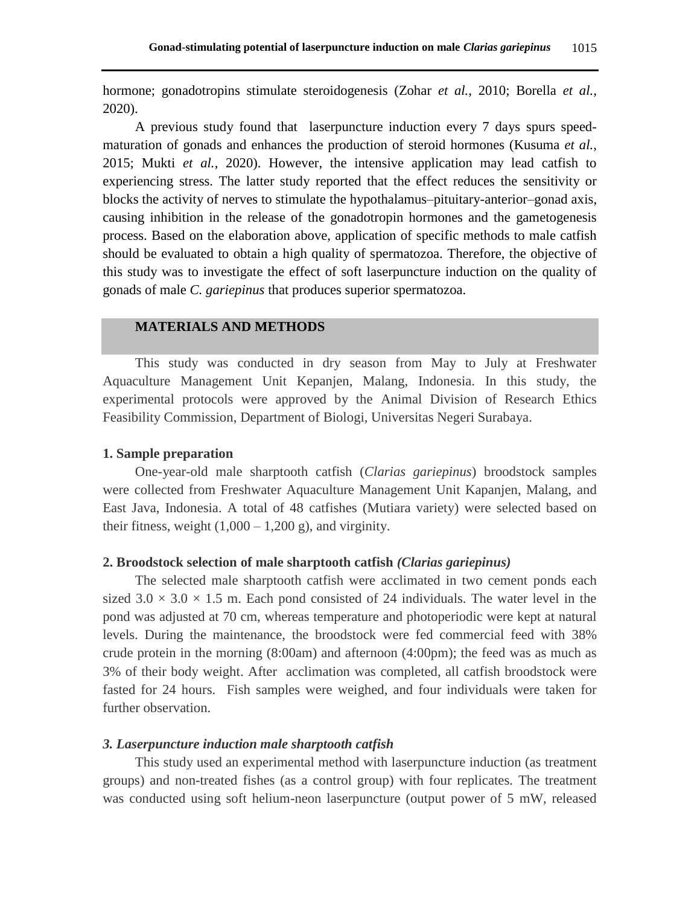hormone; gonadotropins stimulate steroidogenesis (Zohar *et al.*, 2010; Borella *et al.*, 2020).

A previous study found that laserpuncture induction every 7 days spurs speed-maturation of gonads and enhances the production of steroid hormones (Kusuma *et al.*, 2015; Mukti *et al.*, 2020). However, the intensive application may lead catfish to experiencing stress. The latter study reported that the effect reduces the sensitivity or blocks the activity of nerves to stimulate the hypothalamus–pituitary-anterior–gonad axis, causing inhibition in the release of the gonadotropin hormones and the gametogenesis process. Based on the elaboration above, application of specific methods to male catfish should be evaluated to obtain a high quality of spermatozoa. Therefore, the objective of this study was to investigate the effect of soft laserpuncture induction on the quality of gonads of male *C. gariepinus* that produces superior spermatozoa.

## MATERIALS AND METHODS

This study was conducted in dry season from May to July at Freshwater Aquaculture Management Unit Kepanjen, Malang, Indonesia. In this study, the experimental protocols were approved by the Animal Division of Research Ethics Feasibility Commission, Department of Biologi, Universitas Negeri Surabaya.

### 1. Sample preparation

One-year-old male sharptooth catfish (*Clarias gariepinus*) broodstock samples were collected from Freshwater Aquaculture Management Unit Kapanjen, Malang, and East Java, Indonesia. A total of 48 catfishes (Mutiara variety) were selected based on their fitness, weight (1,000 – 1,200 g), and virginity.

### 2. Broodstock selection of male sharptooth catfish *(Clarias gariepinus)*

The selected male sharptooth catfish were acclimated in two cement ponds each sized 3.0 × 3.0 × 1.5 m. Each pond consisted of 24 individuals. The water level in the pond was adjusted at 70 cm, whereas temperature and photoperiodic were kept at natural levels. During the maintenance, the broodstock were fed commercial feed with 38% crude protein in the morning (8:00am) and afternoon (4:00pm); the feed was as much as 3% of their body weight. After acclimation was completed, all catfish broodstock were fasted for 24 hours. Fish samples were weighed, and four individuals were taken for further observation.

### *3. Laserpuncture induction male sharptooth catfish*

This study used an experimental method with laserpuncture induction (as treatment groups) and non-treated fishes (as a control group) with four replicates. The treatment was conducted using soft helium-neon laserpuncture (output power of 5 mW, released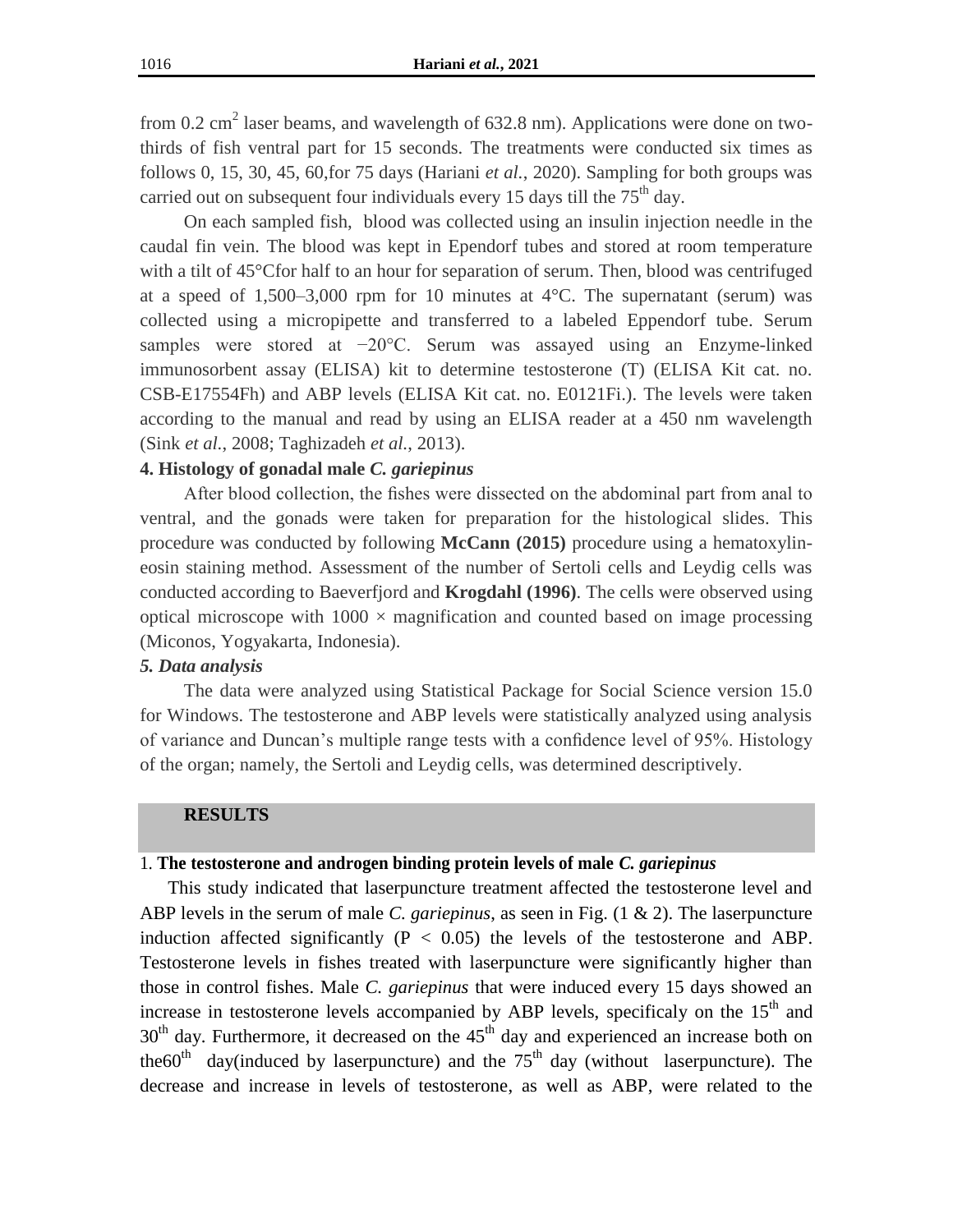from 0.2 $cm^2$ laser beams, and wavelength of 632.8 nm). Applications were done on two-thirds of fish ventral part for 15 seconds. The treatments were conducted six times as follows 0, 15, 30, 45, 60,for 75 days (Hariani *et al.*, 2020). Sampling for both groups was carried out on subsequent four individuals every 15 days till the $75^{th}$ day.

On each sampled fish, blood was collected using an insulin injection needle in the caudal fin vein. The blood was kept in Ependorf tubes and stored at room temperature with a tilt of 45°Cfor half to an hour for separation of serum. Then, blood was centrifuged at a speed of 1,500–3,000 rpm for 10 minutes at 4°C. The supernatant (serum) was collected using a micropipette and transferred to a labeled Eppendorf tube. Serum samples were stored at −20°C. Serum was assayed using an Enzyme-linked immunosorbent assay (ELISA) kit to determine testosterone (T) (ELISA Kit cat. no. CSB-E17554Fh) and ABP levels (ELISA Kit cat. no. E0121Fi.). The levels were taken according to the manual and read by using an ELISA reader at a 450 nm wavelength (Sink *et al.*, 2008; Taghizadeh *et al.*, 2013).

### 4. Histology of gonadal male *C. gariepinus*

After blood collection, the fishes were dissected on the abdominal part from anal to ventral, and the gonads were taken for preparation for the histological slides. This procedure was conducted by following **McCann (2015)** procedure using a hematoxylin-eosin staining method. Assessment of the number of Sertoli cells and Leydig cells was conducted according to Baeverfjord and **Krogdahl (1996)**. The cells were observed using optical microscope with 1000 × magnification and counted based on image processing (Miconos, Yogyakarta, Indonesia).

### *5. Data analysis*

The data were analyzed using Statistical Package for Social Science version 15.0 for Windows. The testosterone and ABP levels were statistically analyzed using analysis of variance and Duncan's multiple range tests with a confidence level of 95%. Histology of the organ; namely, the Sertoli and Leydig cells, was determined descriptively.

## RESULTS

### 1. The testosterone and androgen binding protein levels of male *C. gariepinus*

This study indicated that laserpuncture treatment affected the testosterone level and ABP levels in the serum of male *C. gariepinus*, as seen in Fig. (1 & 2). The laserpuncture induction affected significantly ($P < 0.05$) the levels of the testosterone and ABP. Testosterone levels in fishes treated with laserpuncture were significantly higher than those in control fishes. Male *C. gariepinus* that were induced every 15 days showed an increase in testosterone levels accompanied by ABP levels, specificaly on the $15^{th}$ and $30^{th}$ day. Furthermore, it decreased on the $45^{th}$ day and experienced an increase both on the$60^{th}$ day(induced by laserpuncture) and the $75^{th}$ day (without laserpuncture). The decrease and increase in levels of testosterone, as well as ABP, were related to the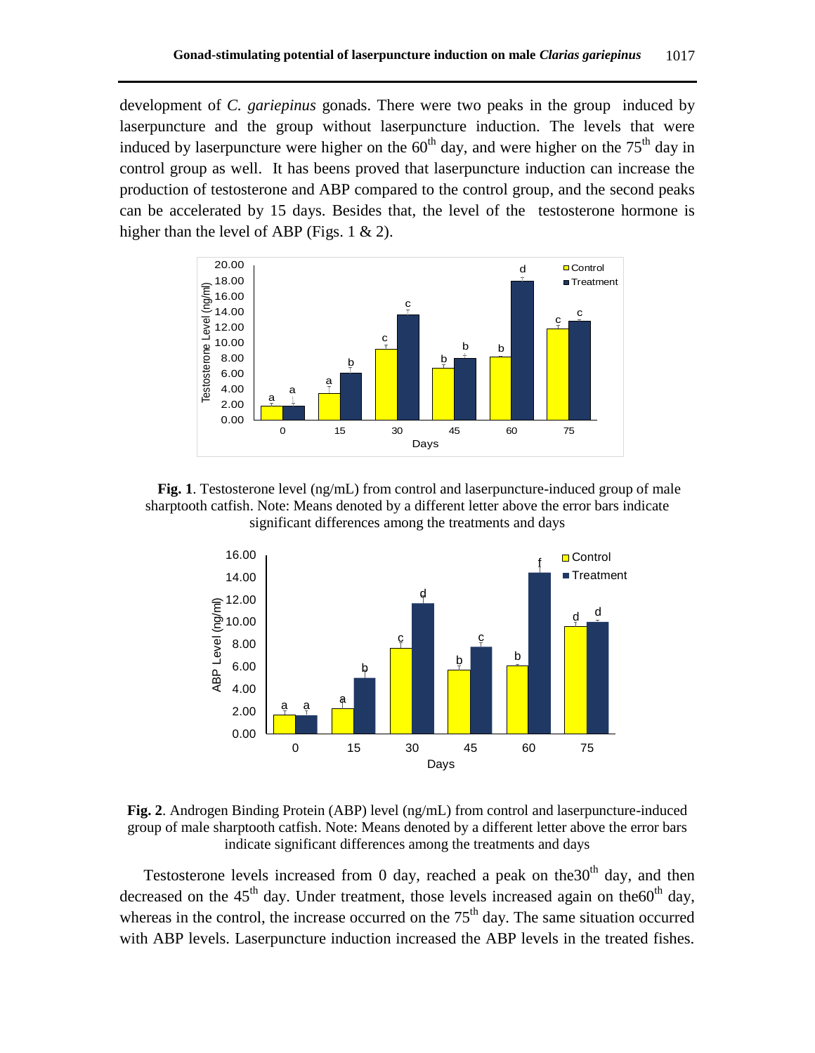development of *C. gariepinus* gonads. There were two peaks in the group induced by laserpuncture and the group without laserpuncture induction. The levels that were induced by laserpuncture were higher on the 60th day, and were higher on the 75th day in control group as well. It has beens proved that laserpuncture induction can increase the production of testosterone and ABP compared to the control group, and the second peaks can be accelerated by 15 days. Besides that, the level of the testosterone hormone is higher than the level of ABP (Figs. 1 & 2).

**Fig. 1**. Testosterone level (ng/mL) from control and laserpuncture-induced group of male sharptooth catfish. Note: Means denoted by a different letter above the error bars indicate significant differences among the treatments and days

**Fig. 2**. Androgen Binding Protein (ABP) level (ng/mL) from control and laserpuncture-induced group of male sharptooth catfish. Note: Means denoted by a different letter above the error bars indicate significant differences among the treatments and days

Testosterone levels increased from 0 day, reached a peak on the30th day, and then decreased on the 45th day. Under treatment, those levels increased again on the60th day, whereas in the control, the increase occurred on the 75th day. The same situation occurred with ABP levels. Laserpuncture induction increased the ABP levels in the treated fishes.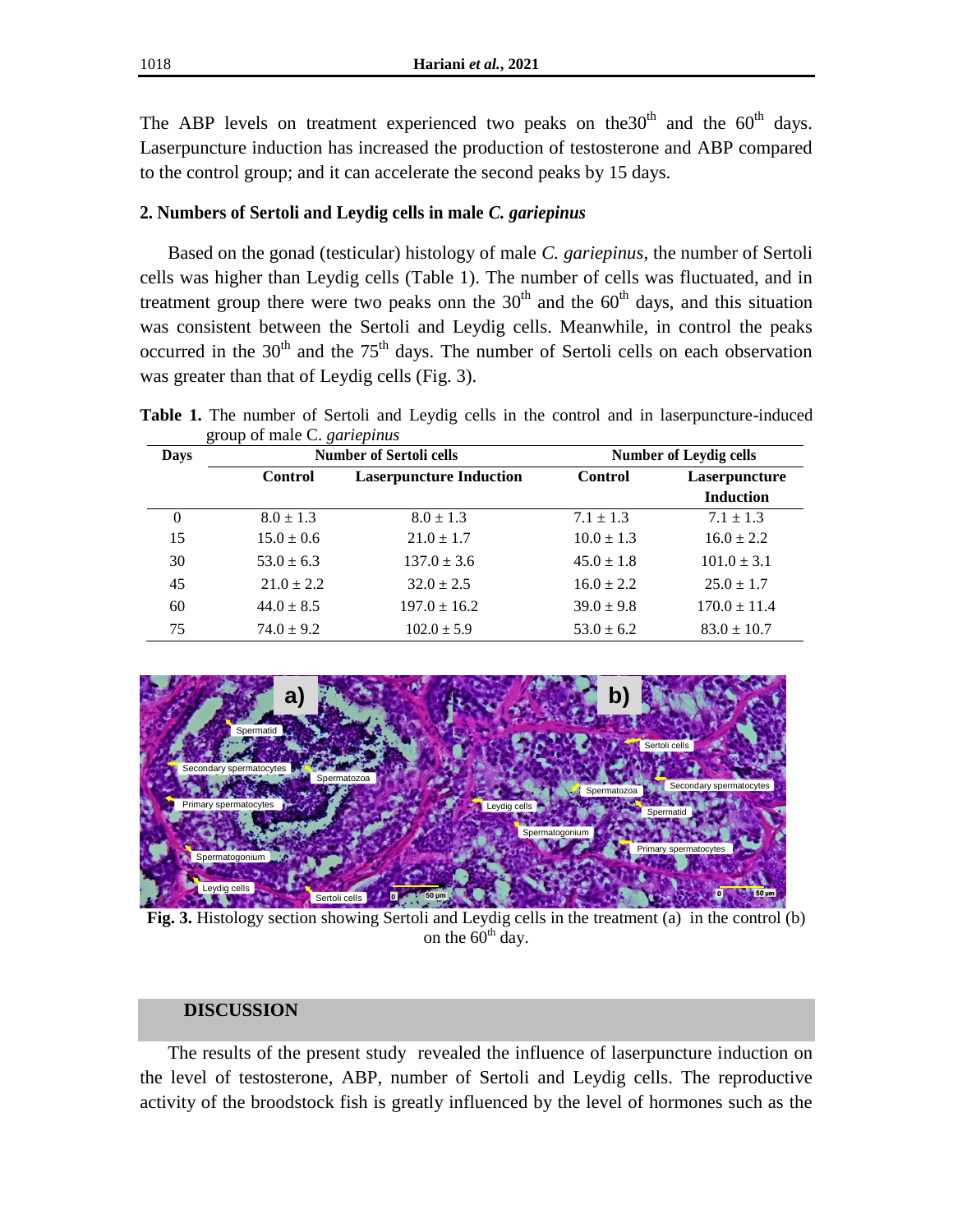The ABP levels on treatment experienced two peaks on the30th and the 60th days. Laserpuncture induction has increased the production of testosterone and ABP compared to the control group; and it can accelerate the second peaks by 15 days.

### 2. Numbers of Sertoli and Leydig cells in male *C. gariepinus*

Based on the gonad (testicular) histology of male *C. gariepinus*, the number of Sertoli cells was higher than Leydig cells (Table 1). The number of cells was fluctuated, and in treatment group there were two peaks onn the 30th and the 60th days, and this situation was consistent between the Sertoli and Leydig cells. Meanwhile, in control the peaks occurred in the 30th and the 75th days. The number of Sertoli cells on each observation was greater than that of Leydig cells (Fig. 3).

**Table 1.** The number of Sertoli and Leydig cells in the control and in laserpuncture-induced group of male C. *gariepinus*

| Days | Number of Sertoli cells | | Number of Leydig cells | |
|---|---|---|---|---|
| | Control | Laserpuncture Induction | Control | Laserpuncture Induction |
| 0 | 8.0 ± 1.3 | 8.0 ± 1.3 | 7.1 ± 1.3 | 7.1 ± 1.3 |
| 15 | 15.0 ± 0.6 | 21.0 ± 1.7 | 10.0 ± 1.3 | 16.0 ± 2.2 |
| 30 | 53.0 ± 6.3 | 137.0 ± 3.6 | 45.0 ± 1.8 | 101.0 ± 3.1 |
| 45 | 21.0 ± 2.2 | 32.0 ± 2.5 | 16.0 ± 2.2 | 25.0 ± 1.7 |
| 60 | 44.0 ± 8.5 | 197.0 ± 16.2 | 39.0 ± 9.8 | 170.0 ± 11.4 |
| 75 | 74.0 ± 9.2 | 102.0 ± 5.9 | 53.0 ± 6.2 | 83.0 ± 10.7 |

**Fig. 3.** Histology section showing Sertoli and Leydig cells in the treatment (a) in the control (b) on the 60th day.

## DISCUSSION

The results of the present study revealed the influence of laserpuncture induction on the level of testosterone, ABP, number of Sertoli and Leydig cells. The reproductive activity of the broodstock fish is greatly influenced by the level of hormones such as the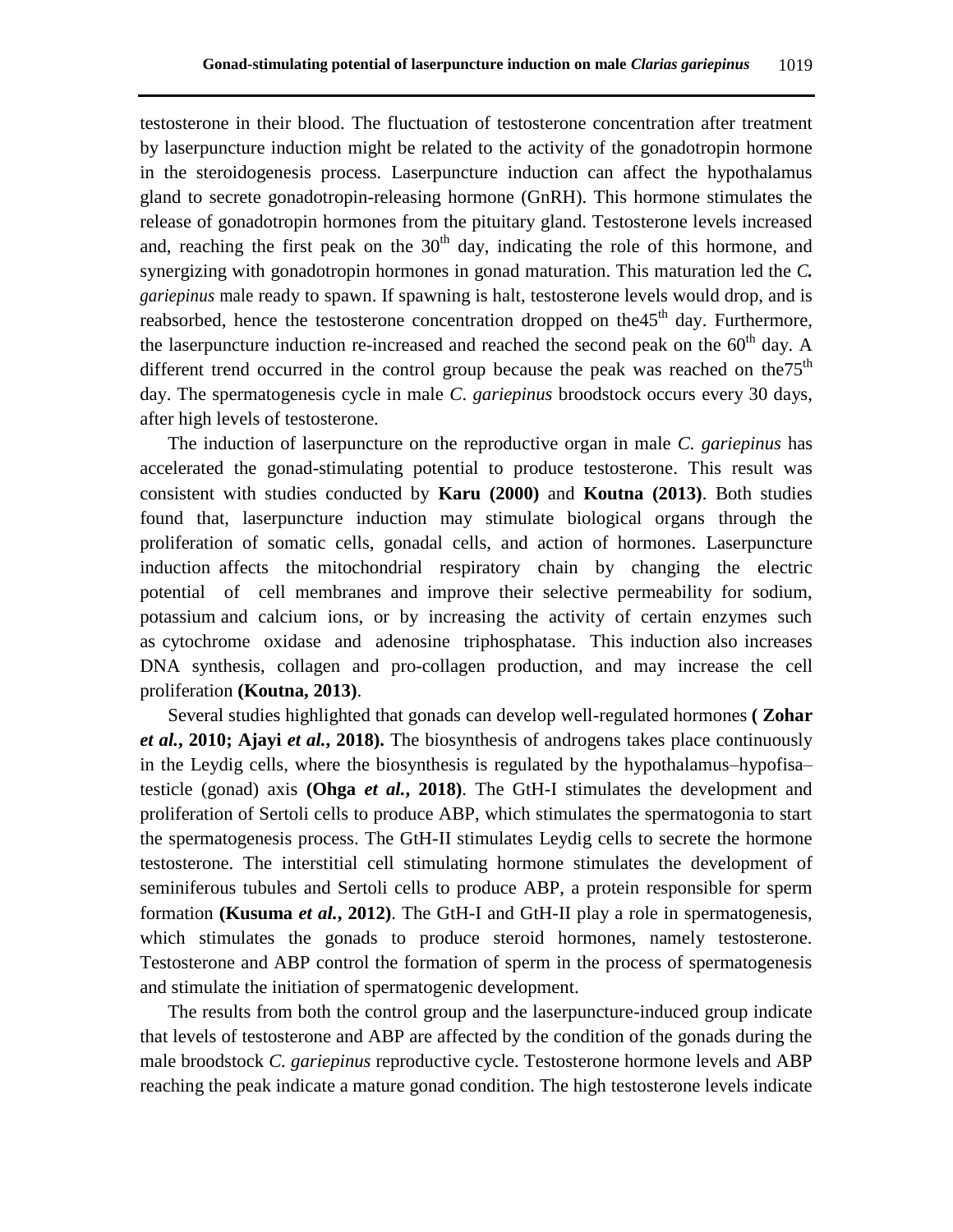testosterone in their blood. The fluctuation of testosterone concentration after treatment by laserpuncture induction might be related to the activity of the gonadotropin hormone in the steroidogenesis process. Laserpuncture induction can affect the hypothalamus gland to secrete gonadotropin-releasing hormone (GnRH). This hormone stimulates the release of gonadotropin hormones from the pituitary gland. Testosterone levels increased and, reaching the first peak on the $30^{th}$ day, indicating the role of this hormone, and synergizing with gonadotropin hormones in gonad maturation. This maturation led the *C. gariepinus* male ready to spawn. If spawning is halt, testosterone levels would drop, and is reabsorbed, hence the testosterone concentration dropped on the$45^{th}$ day. Furthermore, the laserpuncture induction re-increased and reached the second peak on the $60^{th}$ day. A different trend occurred in the control group because the peak was reached on the$75^{th}$ day. The spermatogenesis cycle in male *C*. *gariepinus* broodstock occurs every 30 days, after high levels of testosterone.

The induction of laserpuncture on the reproductive organ in male *C. gariepinus* has accelerated the gonad-stimulating potential to produce testosterone. This result was consistent with studies conducted by **Karu (2000)** and **Koutna (2013)**. Both studies found that, laserpuncture induction may stimulate biological organs through the proliferation of somatic cells, gonadal cells, and action of hormones. Laserpuncture induction affects the mitochondrial respiratory chain by changing the electric potential of cell membranes and improve their selective permeability for sodium, potassium and calcium ions, or by increasing the activity of certain enzymes such as cytochrome oxidase and adenosine triphosphatase. This induction also increases DNA synthesis, collagen and pro-collagen production, and may increase the cell proliferation **(Koutna, 2013)**.

Several studies highlighted that gonads can develop well-regulated hormones **( Zohar *et al.*, 2010; Ajayi *et al.*, 2018).** The biosynthesis of androgens takes place continuously in the Leydig cells, where the biosynthesis is regulated by the hypothalamus–hypofisa–testicle (gonad) axis **(Ohga *et al.*, 2018)**. The GtH-I stimulates the development and proliferation of Sertoli cells to produce ABP, which stimulates the spermatogonia to start the spermatogenesis process. The GtH-II stimulates Leydig cells to secrete the hormone testosterone. The interstitial cell stimulating hormone stimulates the development of seminiferous tubules and Sertoli cells to produce ABP, a protein responsible for sperm formation **(Kusuma *et al.*, 2012)**. The GtH-I and GtH-II play a role in spermatogenesis, which stimulates the gonads to produce steroid hormones, namely testosterone. Testosterone and ABP control the formation of sperm in the process of spermatogenesis and stimulate the initiation of spermatogenic development.

The results from both the control group and the laserpuncture-induced group indicate that levels of testosterone and ABP are affected by the condition of the gonads during the male broodstock *C. gariepinus* reproductive cycle. Testosterone hormone levels and ABP reaching the peak indicate a mature gonad condition. The high testosterone levels indicate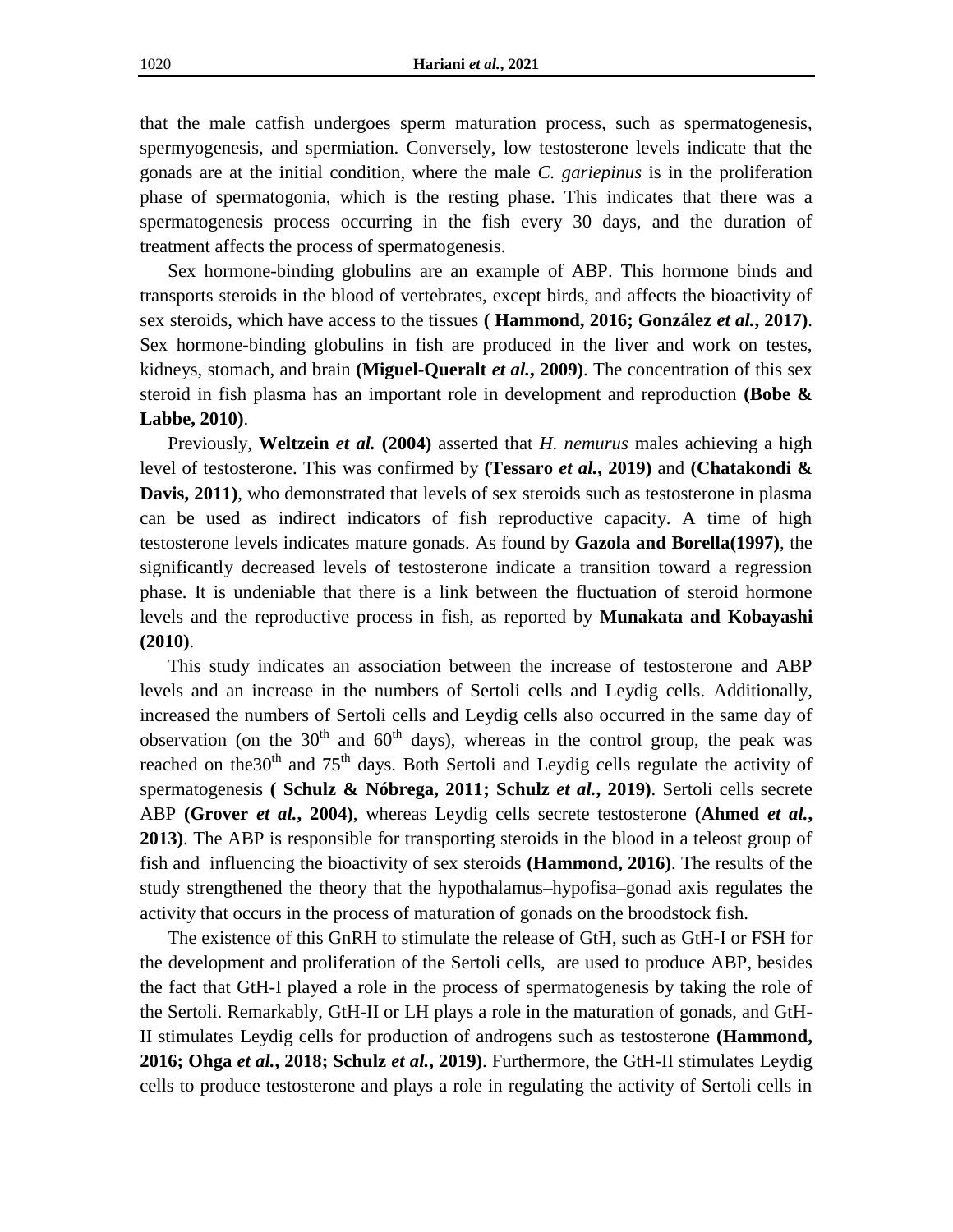that the male catfish undergoes sperm maturation process, such as spermatogenesis, spermyogenesis, and spermiation. Conversely, low testosterone levels indicate that the gonads are at the initial condition, where the male *C. gariepinus* is in the proliferation phase of spermatogonia, which is the resting phase. This indicates that there was a spermatogenesis process occurring in the fish every 30 days, and the duration of treatment affects the process of spermatogenesis.

Sex hormone-binding globulins are an example of ABP. This hormone binds and transports steroids in the blood of vertebrates, except birds, and affects the bioactivity of sex steroids, which have access to the tissues **( Hammond, 2016; González *et al.*, 2017)**. Sex hormone-binding globulins in fish are produced in the liver and work on testes, kidneys, stomach, and brain **(Miguel-Queralt *et al.*, 2009)**. The concentration of this sex steroid in fish plasma has an important role in development and reproduction **(Bobe & Labbe, 2010)**.

Previously, **Weltzein *et al.* (2004)** asserted that *H. nemurus* males achieving a high level of testosterone. This was confirmed by **(Tessaro *et al.*, 2019)** and **(Chatakondi & Davis, 2011)**, who demonstrated that levels of sex steroids such as testosterone in plasma can be used as indirect indicators of fish reproductive capacity. A time of high testosterone levels indicates mature gonads. As found by **Gazola and Borella(1997)**, the significantly decreased levels of testosterone indicate a transition toward a regression phase. It is undeniable that there is a link between the fluctuation of steroid hormone levels and the reproductive process in fish, as reported by **Munakata and Kobayashi (2010)**.

This study indicates an association between the increase of testosterone and ABP levels and an increase in the numbers of Sertoli cells and Leydig cells. Additionally, increased the numbers of Sertoli cells and Leydig cells also occurred in the same day of observation (on the $30^{th}$ and $60^{th}$ days), whereas in the control group, the peak was reached on the$30^{th}$ and $75^{th}$ days. Both Sertoli and Leydig cells regulate the activity of spermatogenesis **( Schulz & Nóbrega, 2011; Schulz *et al.*, 2019)**. Sertoli cells secrete ABP **(Grover *et al.*, 2004)**, whereas Leydig cells secrete testosterone **(Ahmed *et al.*, 2013)**. The ABP is responsible for transporting steroids in the blood in a teleost group of fish and influencing the bioactivity of sex steroids **(Hammond, 2016)**. The results of the study strengthened the theory that the hypothalamus–hypofisa–gonad axis regulates the activity that occurs in the process of maturation of gonads on the broodstock fish.

The existence of this GnRH to stimulate the release of GtH, such as GtH-I or FSH for the development and proliferation of the Sertoli cells, are used to produce ABP, besides the fact that GtH-I played a role in the process of spermatogenesis by taking the role of the Sertoli. Remarkably, GtH-II or LH plays a role in the maturation of gonads, and GtH-II stimulates Leydig cells for production of androgens such as testosterone **(Hammond, 2016; Ohga *et al.*, 2018; Schulz *et al.*, 2019)**. Furthermore, the GtH-II stimulates Leydig cells to produce testosterone and plays a role in regulating the activity of Sertoli cells in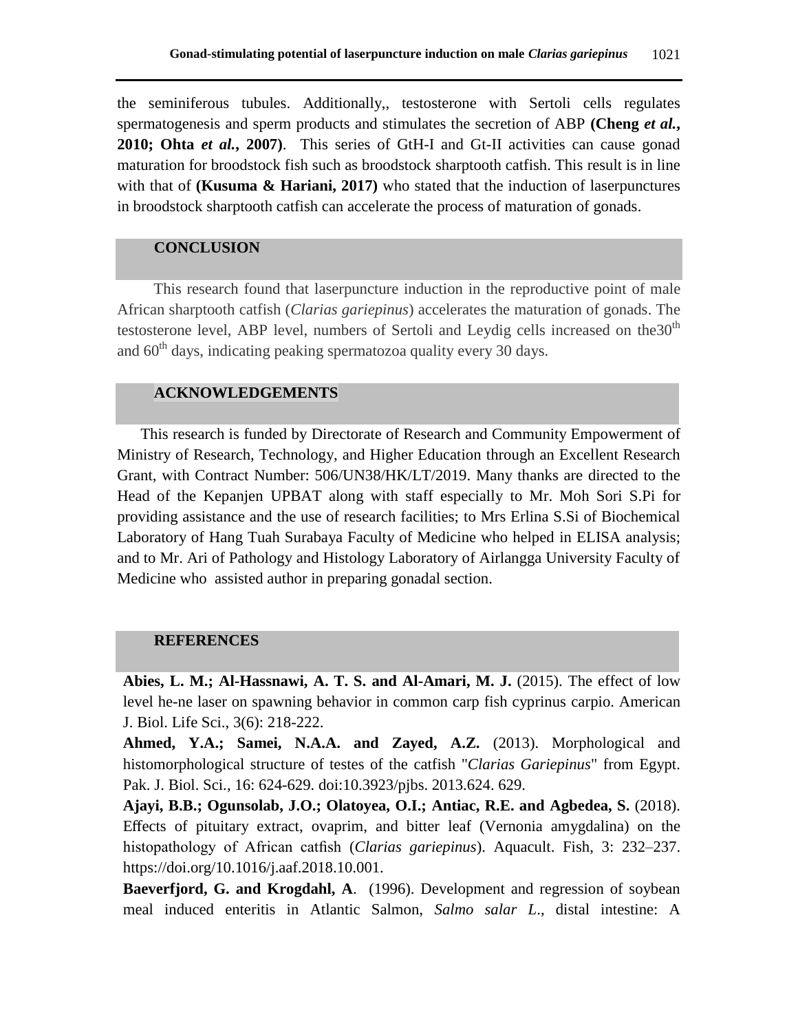the seminiferous tubules. Additionally,, testosterone with Sertoli cells regulates spermatogenesis and sperm products and stimulates the secretion of ABP **(Cheng *et al.*, 2010; Ohta *et al.*, 2007)**. This series of GtH-I and Gt-II activities can cause gonad maturation for broodstock fish such as broodstock sharptooth catfish. This result is in line with that of **(Kusuma & Hariani, 2017)** who stated that the induction of laserpunctures in broodstock sharptooth catfish can accelerate the process of maturation of gonads.

## CONCLUSION

This research found that laserpuncture induction in the reproductive point of male African sharptooth catfish (*Clarias gariepinus*) accelerates the maturation of gonads. The testosterone level, ABP level, numbers of Sertoli and Leydig cells increased on the30$^{th}$ and 60$^{th}$ days, indicating peaking spermatozoa quality every 30 days.

## ACKNOWLEDGEMENTS

This research is funded by Directorate of Research and Community Empowerment of Ministry of Research, Technology, and Higher Education through an Excellent Research Grant, with Contract Number: 506/UN38/HK/LT/2019. Many thanks are directed to the Head of the Kepanjen UPBAT along with staff especially to Mr. Moh Sori S.Pi for providing assistance and the use of research facilities; to Mrs Erlina S.Si of Biochemical Laboratory of Hang Tuah Surabaya Faculty of Medicine who helped in ELISA analysis; and to Mr. Ari of Pathology and Histology Laboratory of Airlangga University Faculty of Medicine who assisted author in preparing gonadal section.

## REFERENCES

**Abies, L. M.; Al-Hassnawi, A. T. S. and Al-Amari, M. J.** (2015). The effect of low level he-ne laser on spawning behavior in common carp fish cyprinus carpio. American J. Biol. Life Sci., 3(6): 218-222.

**Ahmed, Y.A.; Samei, N.A.A. and Zayed, A.Z.** (2013). Morphological and histomorphological structure of testes of the catfish "*Clarias Gariepinus*" from Egypt. Pak. J. Biol. Sci., 16: 624-629. doi:10.3923/pjbs. 2013.624. 629.

**Ajayi, B.B.; Ogunsolab, J.O.; Olatoyea, O.I.; Antiac, R.E. and Agbedea, S.** (2018). Effects of pituitary extract, ovaprim, and bitter leaf (Vernonia amygdalina) on the histopathology of African catfish (*Clarias gariepinus*). Aquacult. Fish, 3: 232–237. https://doi.org/10.1016/j.aaf.2018.10.001.

**Baeverfjord, G. and Krogdahl, A**. (1996). Development and regression of soybean meal induced enteritis in Atlantic Salmon, *Salmo salar L*., distal intestine: A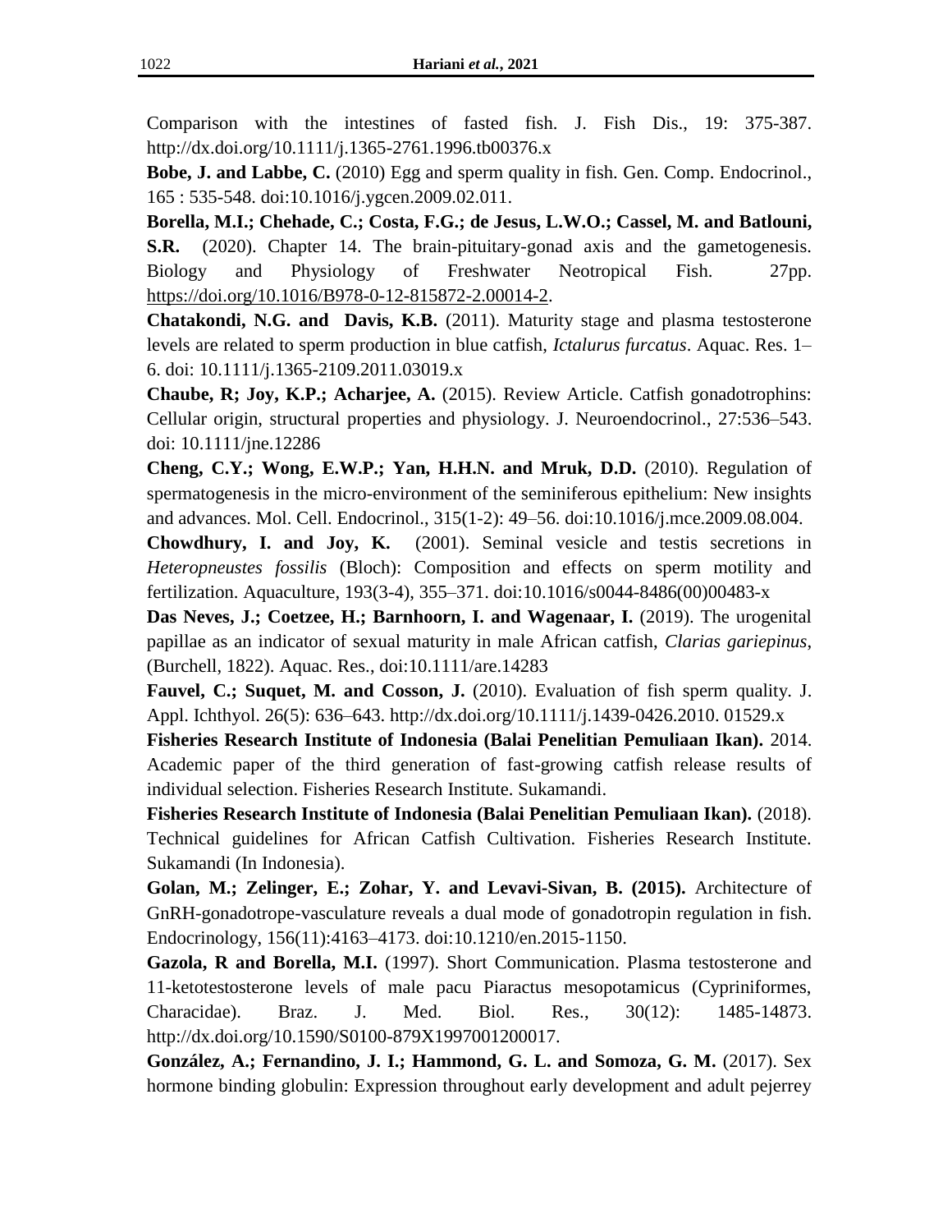Comparison with the intestines of fasted fish. J. Fish Dis., 19: 375-387. http://dx.doi.org/10.1111/j.1365-2761.1996.tb00376.x

**Bobe, J. and Labbe, C.** (2010) Egg and sperm quality in fish. Gen. Comp. Endocrinol., 165 : 535-548. doi:10.1016/j.ygcen.2009.02.011.

**Borella, M.I.; Chehade, C.; Costa, F.G.; de Jesus, L.W.O.; Cassel, M. and Batlouni, S.R.** (2020). Chapter 14. The brain-pituitary-gonad axis and the gametogenesis. Biology and Physiology of Freshwater Neotropical Fish. 27pp. https://doi.org/10.1016/B978-0-12-815872-2.00014-2.

**Chatakondi, N.G. and Davis, K.B.** (2011). Maturity stage and plasma testosterone levels are related to sperm production in blue catfish, *Ictalurus furcatus*. Aquac. Res. 1–6. doi: 10.1111/j.1365-2109.2011.03019.x

**Chaube, R; Joy, K.P.; Acharjee, A.** (2015). Review Article. Catfish gonadotrophins: Cellular origin, structural properties and physiology. J. Neuroendocrinol., 27:536–543. doi: 10.1111/jne.12286

**Cheng, C.Y.; Wong, E.W.P.; Yan, H.H.N. and Mruk, D.D.** (2010). Regulation of spermatogenesis in the micro-environment of the seminiferous epithelium: New insights and advances. Mol. Cell. Endocrinol., 315(1-2): 49–56. doi:10.1016/j.mce.2009.08.004.

**Chowdhury, I. and Joy, K.** (2001). Seminal vesicle and testis secretions in *Heteropneustes fossilis* (Bloch): Composition and effects on sperm motility and fertilization. Aquaculture, 193(3-4), 355–371. doi:10.1016/s0044-8486(00)00483-x

**Das Neves, J.; Coetzee, H.; Barnhoorn, I. and Wagenaar, I.** (2019). The urogenital papillae as an indicator of sexual maturity in male African catfish, *Clarias gariepinus*, (Burchell, 1822). Aquac. Res., doi:10.1111/are.14283

**Fauvel, C.; Suquet, M. and Cosson, J.** (2010). Evaluation of fish sperm quality. J. Appl. Ichthyol. 26(5): 636–643. http://dx.doi.org/10.1111/j.1439-0426.2010. 01529.x

**Fisheries Research Institute of Indonesia (Balai Penelitian Pemuliaan Ikan).** 2014. Academic paper of the third generation of fast-growing catfish release results of individual selection. Fisheries Research Institute. Sukamandi.

**Fisheries Research Institute of Indonesia (Balai Penelitian Pemuliaan Ikan).** (2018). Technical guidelines for African Catfish Cultivation. Fisheries Research Institute. Sukamandi (In Indonesia).

**Golan, M.; Zelinger, E.; Zohar, Y. and Levavi-Sivan, B. (2015).** Architecture of GnRH-gonadotrope-vasculature reveals a dual mode of gonadotropin regulation in fish. Endocrinology, 156(11):4163–4173. doi:10.1210/en.2015-1150.

**Gazola, R and Borella, M.I.** (1997). Short Communication. Plasma testosterone and 11-ketotestosterone levels of male pacu Piaractus mesopotamicus (Cypriniformes, Characidae). Braz. J. Med. Biol. Res., 30(12): 1485-14873. http://dx.doi.org/10.1590/S0100-879X1997001200017.

**González, A.; Fernandino, J. I.; Hammond, G. L. and Somoza, G. M.** (2017). Sex hormone binding globulin: Expression throughout early development and adult pejerrey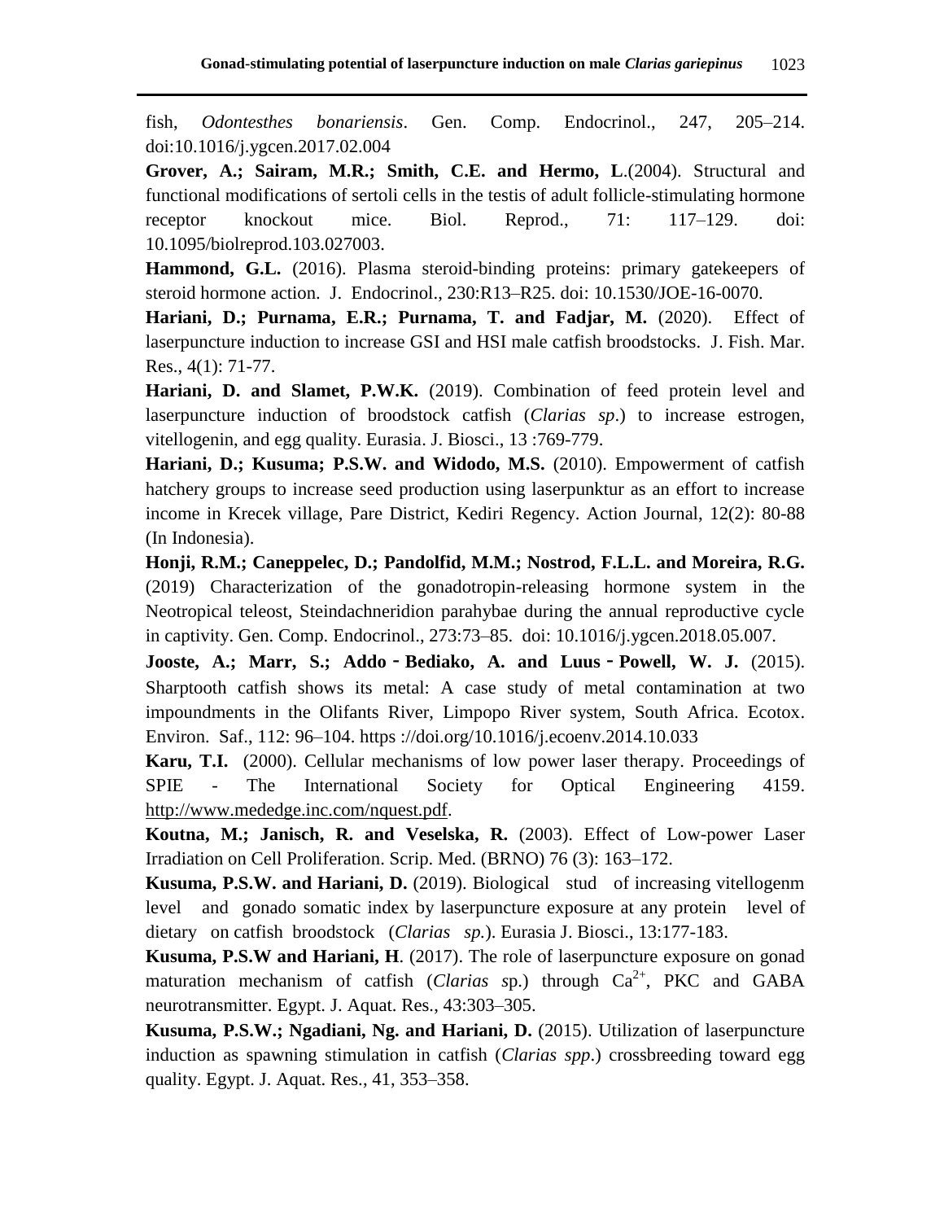fish, *Odontesthes bonariensis*. Gen. Comp. Endocrinol., 247, 205–214. doi:10.1016/j.ygcen.2017.02.004

**Grover, A.; Sairam, M.R.; Smith, C.E. and Hermo, L**.(2004). Structural and functional modifications of sertoli cells in the testis of adult follicle-stimulating hormone receptor knockout mice. Biol. Reprod., 71: 117–129. doi: 10.1095/biolreprod.103.027003.

**Hammond, G.L.** (2016). Plasma steroid-binding proteins: primary gatekeepers of steroid hormone action. J. Endocrinol., 230:R13–R25. doi: 10.1530/JOE-16-0070.

**Hariani, D.; Purnama, E.R.; Purnama, T. and Fadjar, M.** (2020). Effect of laserpuncture induction to increase GSI and HSI male catfish broodstocks. J. Fish. Mar. Res., 4(1): 71-77.

**Hariani, D. and Slamet, P.W.K.** (2019). Combination of feed protein level and laserpuncture induction of broodstock catfish (*Clarias sp*.) to increase estrogen, vitellogenin, and egg quality. Eurasia. J. Biosci., 13 :769-779.

**Hariani, D.; Kusuma; P.S.W. and Widodo, M.S.** (2010). Empowerment of catfish hatchery groups to increase seed production using laserpunktur as an effort to increase income in Krecek village, Pare District, Kediri Regency. Action Journal, 12(2): 80-88 (In Indonesia).

**Honji, R.M.; Caneppelec, D.; Pandolfid, M.M.; Nostrod, F.L.L. and Moreira, R.G.** (2019) Characterization of the gonadotropin-releasing hormone system in the Neotropical teleost, Steindachneridion parahybae during the annual reproductive cycle in captivity. Gen. Comp. Endocrinol., 273:73–85. doi: 10.1016/j.ygcen.2018.05.007.

**Jooste, A.; Marr, S.; Addo‐Bediako, A. and Luus‐Powell, W. J.** (2015). Sharptooth catfish shows its metal: A case study of metal contamination at two impoundments in the Olifants River, Limpopo River system, South Africa. Ecotox. Environ. Saf., 112: 96–104. https ://doi.org/10.1016/j.ecoenv.2014.10.033

**Karu, T.I.** (2000). Cellular mechanisms of low power laser therapy. Proceedings of SPIE - The International Society for Optical Engineering 4159. http://www.mededge.inc.com/nquest.pdf.

**Koutna, M.; Janisch, R. and Veselska, R.** (2003). Effect of Low-power Laser Irradiation on Cell Proliferation. Scrip. Med. (BRNO) 76 (3): 163–172.

**Kusuma, P.S.W. and Hariani, D.** (2019). Biological stud of increasing vitellogenm level and gonado somatic index by laserpuncture exposure at any protein level of dietary on catfish broodstock (*Clarias sp.*). Eurasia J. Biosci., 13:177-183.

**Kusuma, P.S.W and Hariani, H**. (2017). The role of laserpuncture exposure on gonad maturation mechanism of catfish (*Clarias s*p.) through $Ca^{2+}$, PKC and GABA neurotransmitter. Egypt. J. Aquat. Res., 43:303–305.

**Kusuma, P.S.W.; Ngadiani, Ng. and Hariani, D.** (2015). Utilization of laserpuncture induction as spawning stimulation in catfish (*Clarias spp*.) crossbreeding toward egg quality. Egypt. J. Aquat. Res., 41, 353–358.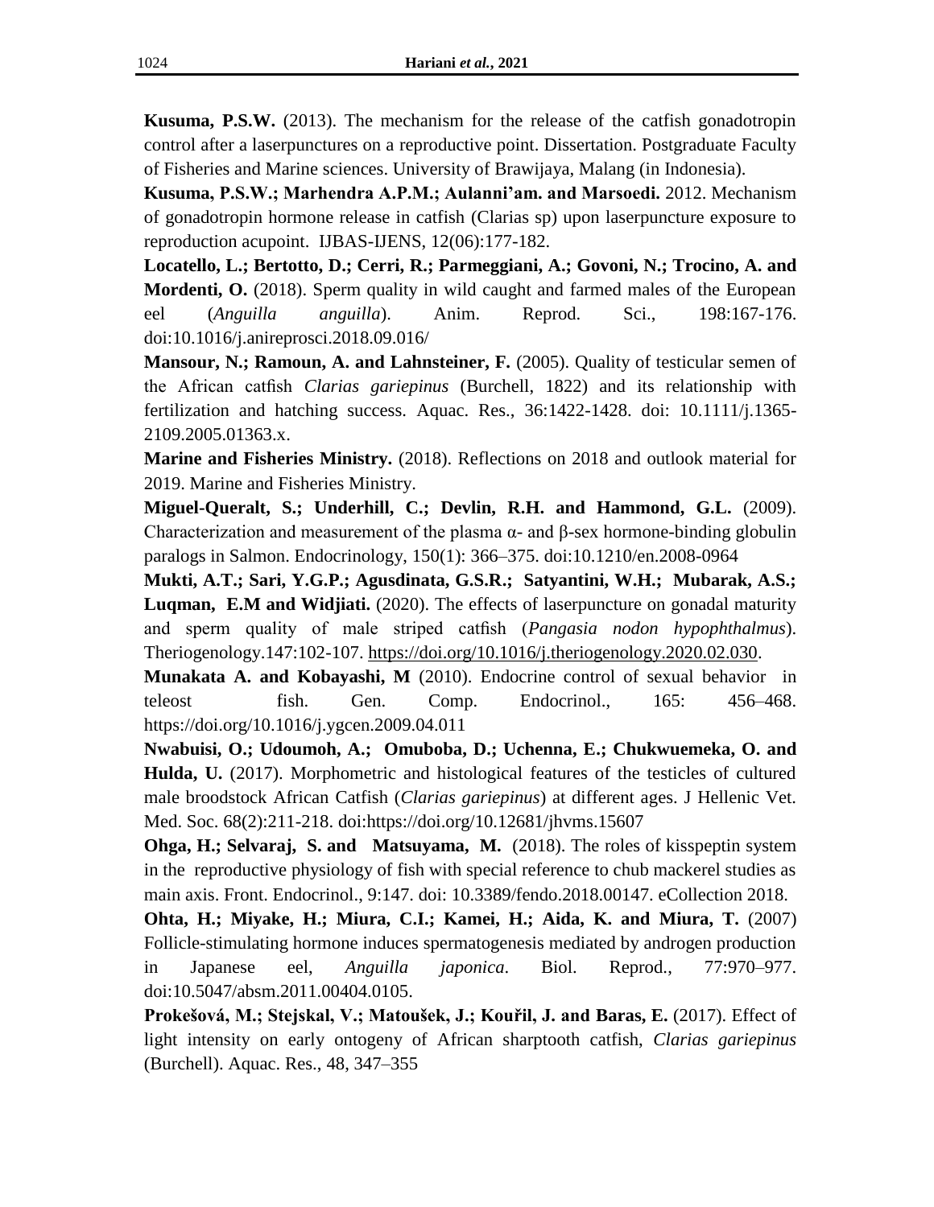**Kusuma, P.S.W.** (2013). The mechanism for the release of the catfish gonadotropin control after a laserpunctures on a reproductive point. Dissertation. Postgraduate Faculty of Fisheries and Marine sciences. University of Brawijaya, Malang (in Indonesia).

**Kusuma, P.S.W.; Marhendra A.P.M.; Aulanni'am. and Marsoedi.** 2012. Mechanism of gonadotropin hormone release in catfish (Clarias sp) upon laserpuncture exposure to reproduction acupoint. IJBAS-IJENS, 12(06):177-182.

**Locatello, L.; Bertotto, D.; Cerri, R.; Parmeggiani, A.; Govoni, N.; Trocino, A. and Mordenti, O.** (2018). Sperm quality in wild caught and farmed males of the European eel (*Anguilla anguilla*). Anim. Reprod. Sci., 198:167-176. doi:10.1016/j.anireprosci.2018.09.016/

**Mansour, N.; Ramoun, A. and Lahnsteiner, F.** (2005). Quality of testicular semen of the African catfish *Clarias gariepinus* (Burchell, 1822) and its relationship with fertilization and hatching success. Aquac. Res., 36:1422-1428. doi: 10.1111/j.1365-2109.2005.01363.x.

**Marine and Fisheries Ministry.** (2018). Reflections on 2018 and outlook material for 2019. Marine and Fisheries Ministry.

**Miguel-Queralt, S.; Underhill, C.; Devlin, R.H. and Hammond, G.L.** (2009). Characterization and measurement of the plasma α- and β-sex hormone-binding globulin paralogs in Salmon. Endocrinology, 150(1): 366–375. doi:10.1210/en.2008-0964

**Mukti, A.T.; Sari, Y.G.P.; Agusdinata, G.S.R.; Satyantini, W.H.; Mubarak, A.S.; Luqman, E.M and Widjiati.** (2020). The effects of laserpuncture on gonadal maturity and sperm quality of male striped catfish (*Pangasia nodon hypophthalmus*). Theriogenology.147:102-107. https://doi.org/10.1016/j.theriogenology.2020.02.030.

**Munakata A. and Kobayashi, M** (2010). Endocrine control of sexual behavior in teleost fish. Gen. Comp. Endocrinol., 165: 456–468. https://doi.org/10.1016/j.ygcen.2009.04.011

**Nwabuisi, O.; Udoumoh, A.; Omuboba, D.; Uchenna, E.; Chukwuemeka, O. and Hulda, U.** (2017). Morphometric and histological features of the testicles of cultured male broodstock African Catfish (*Clarias gariepinus*) at different ages. J Hellenic Vet. Med. Soc. 68(2):211-218. doi:https://doi.org/10.12681/jhvms.15607

**Ohga, H.; Selvaraj, S. and Matsuyama, M.** (2018). The roles of kisspeptin system in the reproductive physiology of fish with special reference to chub mackerel studies as main axis. Front. Endocrinol., 9:147. doi: 10.3389/fendo.2018.00147. eCollection 2018.

**Ohta, H.; Miyake, H.; Miura, C.I.; Kamei, H.; Aida, K. and Miura, T.** (2007) Follicle-stimulating hormone induces spermatogenesis mediated by androgen production in Japanese eel, *Anguilla japonica*. Biol. Reprod., 77:970–977. doi:10.5047/absm.2011.00404.0105.

**Prokešová, M.; Stejskal, V.; Matoušek, J.; Kouřil, J. and Baras, E.** (2017). Effect of light intensity on early ontogeny of African sharptooth catfish, *Clarias gariepinus* (Burchell). Aquac. Res., 48, 347–355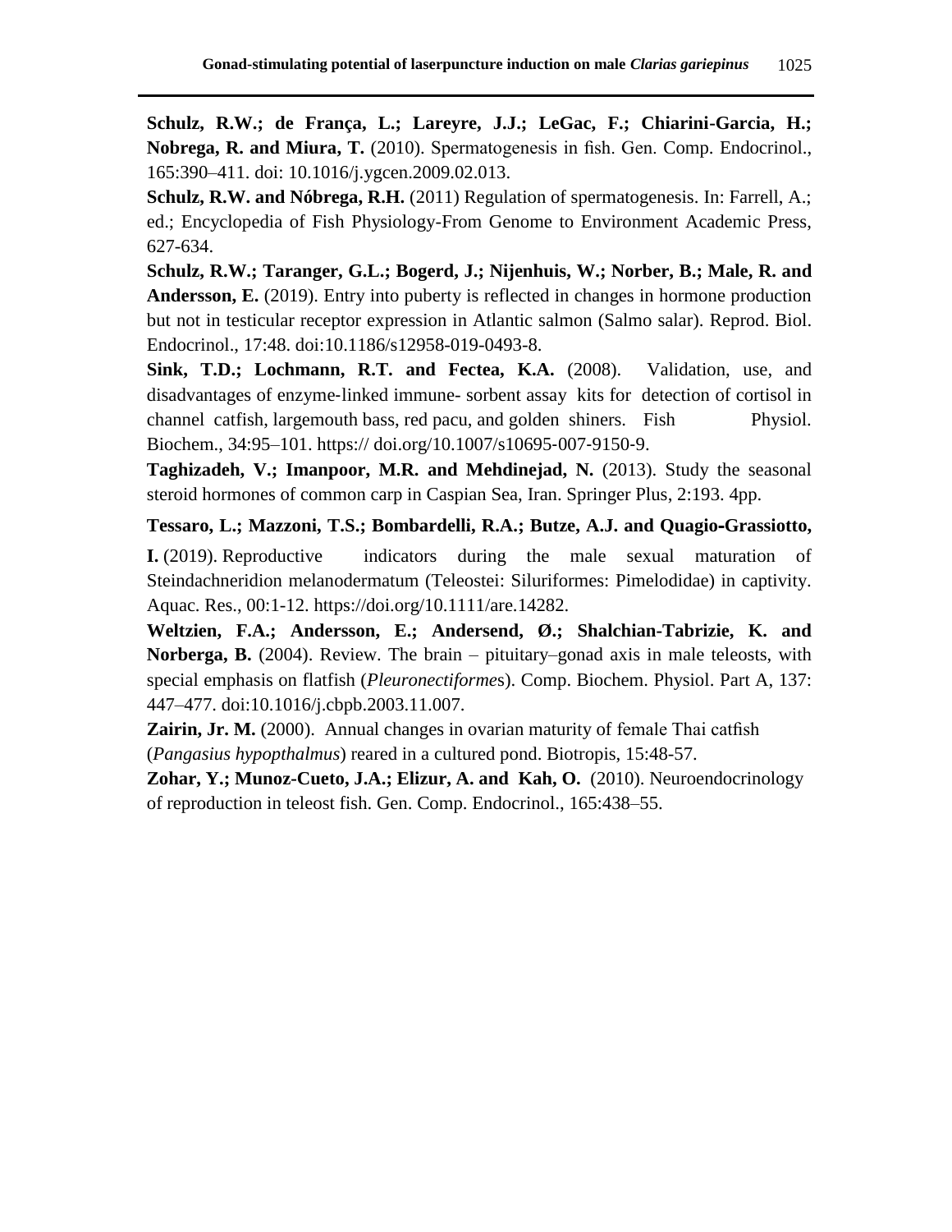**Schulz, R.W.; de França, L.; Lareyre, J.J.; LeGac, F.; Chiarini-Garcia, H.; Nobrega, R. and Miura, T.** (2010). Spermatogenesis in fish. Gen. Comp. Endocrinol., 165:390–411. doi: 10.1016/j.ygcen.2009.02.013.

**Schulz, R.W. and Nóbrega, R.H.** (2011) Regulation of spermatogenesis. In: Farrell, A.; ed.; Encyclopedia of Fish Physiology-From Genome to Environment Academic Press, 627-634.

**Schulz, R.W.; Taranger, G.L.; Bogerd, J.; Nijenhuis, W.; Norber, B.; Male, R. and Andersson, E.** (2019). Entry into puberty is reflected in changes in hormone production but not in testicular receptor expression in Atlantic salmon (Salmo salar). Reprod. Biol. Endocrinol., 17:48. doi:10.1186/s12958-019-0493-8.

**Sink, T.D.; Lochmann, R.T. and Fectea, K.A.** (2008). Validation, use, and disadvantages of enzyme-linked immune- sorbent assay kits for detection of cortisol in channel catfish, largemouth bass, red pacu, and golden shiners. Fish Physiol. Biochem., 34:95–101. https:// doi.org/10.1007/s10695-007-9150-9.

**Taghizadeh, V.; Imanpoor, M.R. and Mehdinejad, N.** (2013). Study the seasonal steroid hormones of common carp in Caspian Sea, Iran. Springer Plus, 2:193. 4pp.

**Tessaro, L.; Mazzoni, T.S.; Bombardelli, R.A.; Butze, A.J. and Quagio-Grassiotto, I.** (2019). Reproductive indicators during the male sexual maturation of Steindachneridion melanodermatum (Teleostei: Siluriformes: Pimelodidae) in captivity. Aquac. Res., 00:1-12. https://doi.org/10.1111/are.14282.

**Weltzien, F.A.; Andersson, E.; Andersend, Ø.; Shalchian-Tabrizie, K. and Norberga, B.** (2004). Review. The brain – pituitary–gonad axis in male teleosts, with special emphasis on flatfish (*Pleuronectiforme*s). Comp. Biochem. Physiol. Part A, 137: 447–477. doi:10.1016/j.cbpb.2003.11.007.

**Zairin, Jr. M.** (2000). Annual changes in ovarian maturity of female Thai catfish (*Pangasius hypopthalmus*) reared in a cultured pond. Biotropis, 15:48-57.

**Zohar, Y.; Munoz-Cueto, J.A.; Elizur, A. and Kah, O.** (2010). Neuroendocrinology of reproduction in teleost fish. Gen. Comp. Endocrinol., 165:438–55.